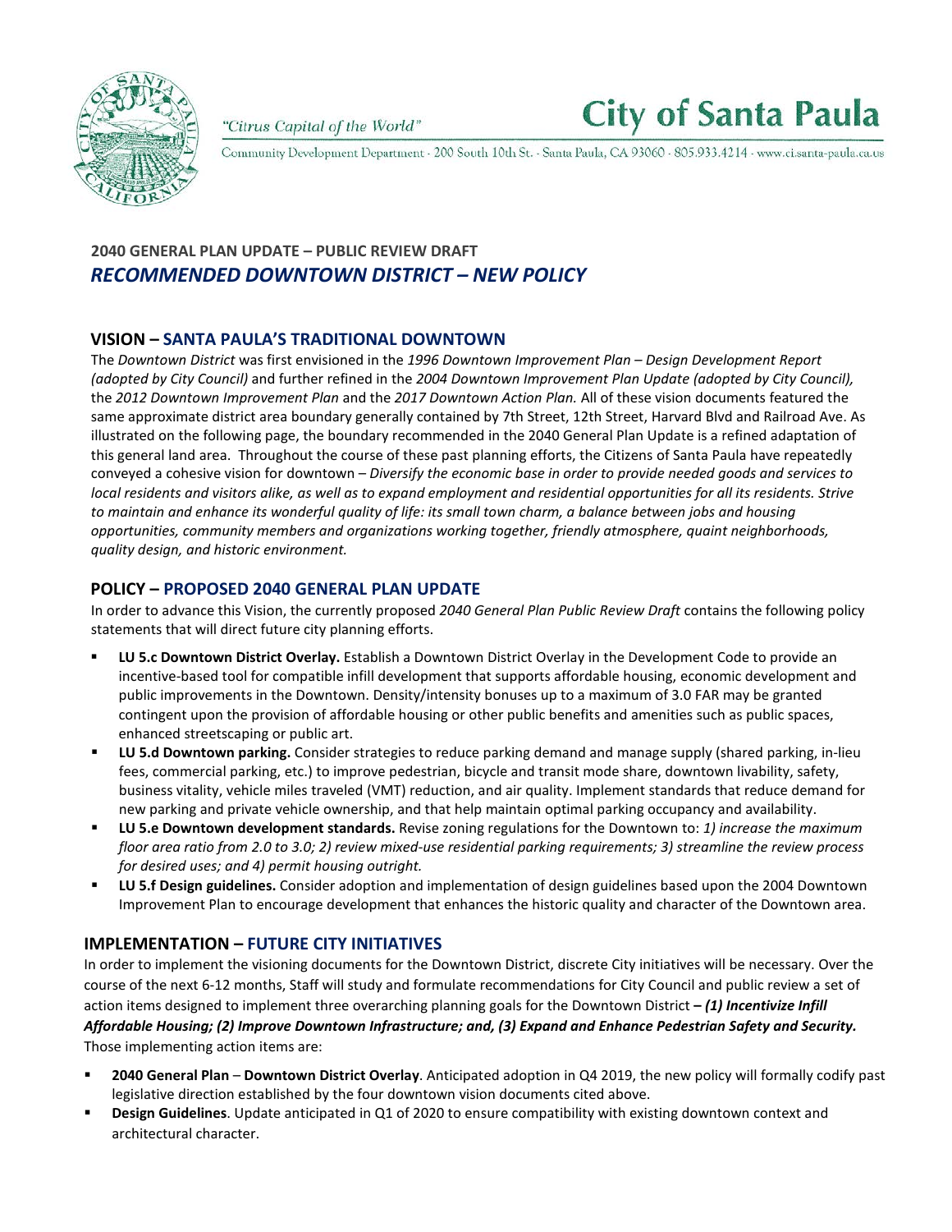"Citrus Capital of the World"

# City of Santa Paula

Community Development Department - 200 South 10th St. - Santa Paula, CA 93060 - 805.933.4214 - www.ci.santa-paula.ca.us

**2040 GENERAL PLAN UPDATE – PUBLIC REVIEW DRAFT**

## *RECOMMENDED DOWNTOWN DISTRICT – NEW POLICY*

### VISION – SANTA PAULA'S TRADITIONAL DOWNTOWN

The *Downtown District* was first envisioned in the *1996 Downtown Improvement Plan – Design Development Report (adopted by City Council)* and further refined in the *2004 Downtown Improvement Plan Update (adopted by City Council),* the *2012 Downtown Improvement Plan* and the *2017 Downtown Action Plan.* All of these vision documents featured the same approximate district area boundary generally contained by 7th Street, 12th Street, Harvard Blvd and Railroad Ave. As illustrated on the following page, the boundary recommended in the 2040 General Plan Update is a refined adaptation of this general land area. Throughout the course of these past planning efforts, the Citizens of Santa Paula have repeatedly conveyed a cohesive vision for downtown – *Diversify the economic base in order to provide needed goods and services to local residents and visitors alike, as well as to expand employment and residential opportunities for all its residents. Strive to maintain and enhance its wonderful quality of life: its small town charm, a balance between jobs and housing opportunities, community members and organizations working together, friendly atmosphere, quaint neighborhoods, quality design, and historic environment.*

### POLICY – PROPOSED 2040 GENERAL PLAN UPDATE

In order to advance this Vision, the currently proposed *2040 General Plan Public Review Draft* contains the following policy statements that will direct future city planning efforts.

- **LU 5.c Downtown District Overlay.** Establish a Downtown District Overlay in the Development Code to provide an incentive-based tool for compatible infill development that supports affordable housing, economic development and public improvements in the Downtown. Density/intensity bonuses up to a maximum of 3.0 FAR may be granted contingent upon the provision of affordable housing or other public benefits and amenities such as public spaces, enhanced streetscaping or public art.
- **LU 5.d Downtown parking.** Consider strategies to reduce parking demand and manage supply (shared parking, in-lieu fees, commercial parking, etc.) to improve pedestrian, bicycle and transit mode share, downtown livability, safety, business vitality, vehicle miles traveled (VMT) reduction, and air quality. Implement standards that reduce demand for new parking and private vehicle ownership, and that help maintain optimal parking occupancy and availability.
- **LU 5.e Downtown development standards.** Revise zoning regulations for the Downtown to: *1) increase the maximum floor area ratio from 2.0 to 3.0; 2) review mixed-use residential parking requirements; 3) streamline the review process for desired uses; and 4) permit housing outright.*
- **LU 5.f Design guidelines.** Consider adoption and implementation of design guidelines based upon the 2004 Downtown Improvement Plan to encourage development that enhances the historic quality and character of the Downtown area.

### IMPLEMENTATION – FUTURE CITY INITIATIVES

In order to implement the visioning documents for the Downtown District, discrete City initiatives will be necessary. Over the course of the next 6-12 months, Staff will study and formulate recommendations for City Council and public review a set of action items designed to implement three overarching planning goals for the Downtown District ***– (1) Incentivize Infill Affordable Housing; (2) Improve Downtown Infrastructure; and, (3) Expand and Enhance Pedestrian Safety and Security.*** Those implementing action items are:

- **2040 General Plan** – **Downtown District Overlay**. Anticipated adoption in Q4 2019, the new policy will formally codify past legislative direction established by the four downtown vision documents cited above.
- **Design Guidelines**. Update anticipated in Q1 of 2020 to ensure compatibility with existing downtown context and architectural character.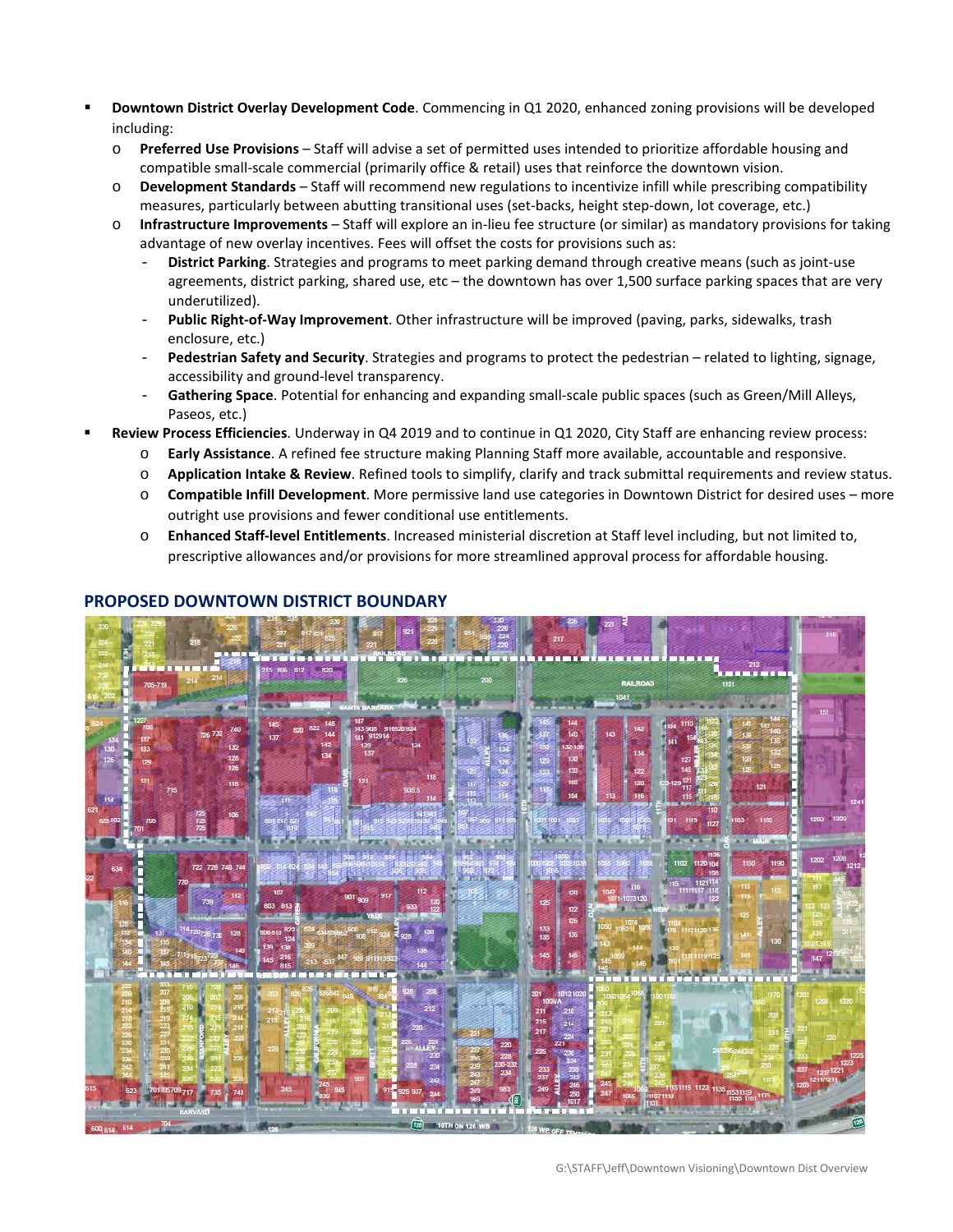- **Downtown District Overlay Development Code**. Commencing in Q1 2020, enhanced zoning provisions will be developed including:
  - **Preferred Use Provisions** – Staff will advise a set of permitted uses intended to prioritize affordable housing and compatible small-scale commercial (primarily office & retail) uses that reinforce the downtown vision.
  - **Development Standards** – Staff will recommend new regulations to incentivize infill while prescribing compatibility measures, particularly between abutting transitional uses (set-backs, height step-down, lot coverage, etc.)
  - **Infrastructure Improvements** – Staff will explore an in-lieu fee structure (or similar) as mandatory provisions for taking advantage of new overlay incentives. Fees will offset the costs for provisions such as:
    - **District Parking**. Strategies and programs to meet parking demand through creative means (such as joint-use agreements, district parking, shared use, etc – the downtown has over 1,500 surface parking spaces that are very underutilized).
    - **Public Right-of-Way Improvement**. Other infrastructure will be improved (paving, parks, sidewalks, trash enclosure, etc.)
    - **Pedestrian Safety and Security**. Strategies and programs to protect the pedestrian – related to lighting, signage, accessibility and ground-level transparency.
    - **Gathering Space**. Potential for enhancing and expanding small-scale public spaces (such as Green/Mill Alleys, Paseos, etc.)
- **Review Process Efficiencies**. Underway in Q4 2019 and to continue in Q1 2020, City Staff are enhancing review process:
  - **Early Assistance**. A refined fee structure making Planning Staff more available, accountable and responsive.
  - **Application Intake & Review**. Refined tools to simplify, clarify and track submittal requirements and review status.
  - **Compatible Infill Development**. More permissive land use categories in Downtown District for desired uses – more outright use provisions and fewer conditional use entitlements.
  - **Enhanced Staff-level Entitlements**. Increased ministerial discretion at Staff level including, but not limited to, prescriptive allowances and/or provisions for more streamlined approval process for affordable housing.

## PROPOSED DOWNTOWN DISTRICT BOUNDARY